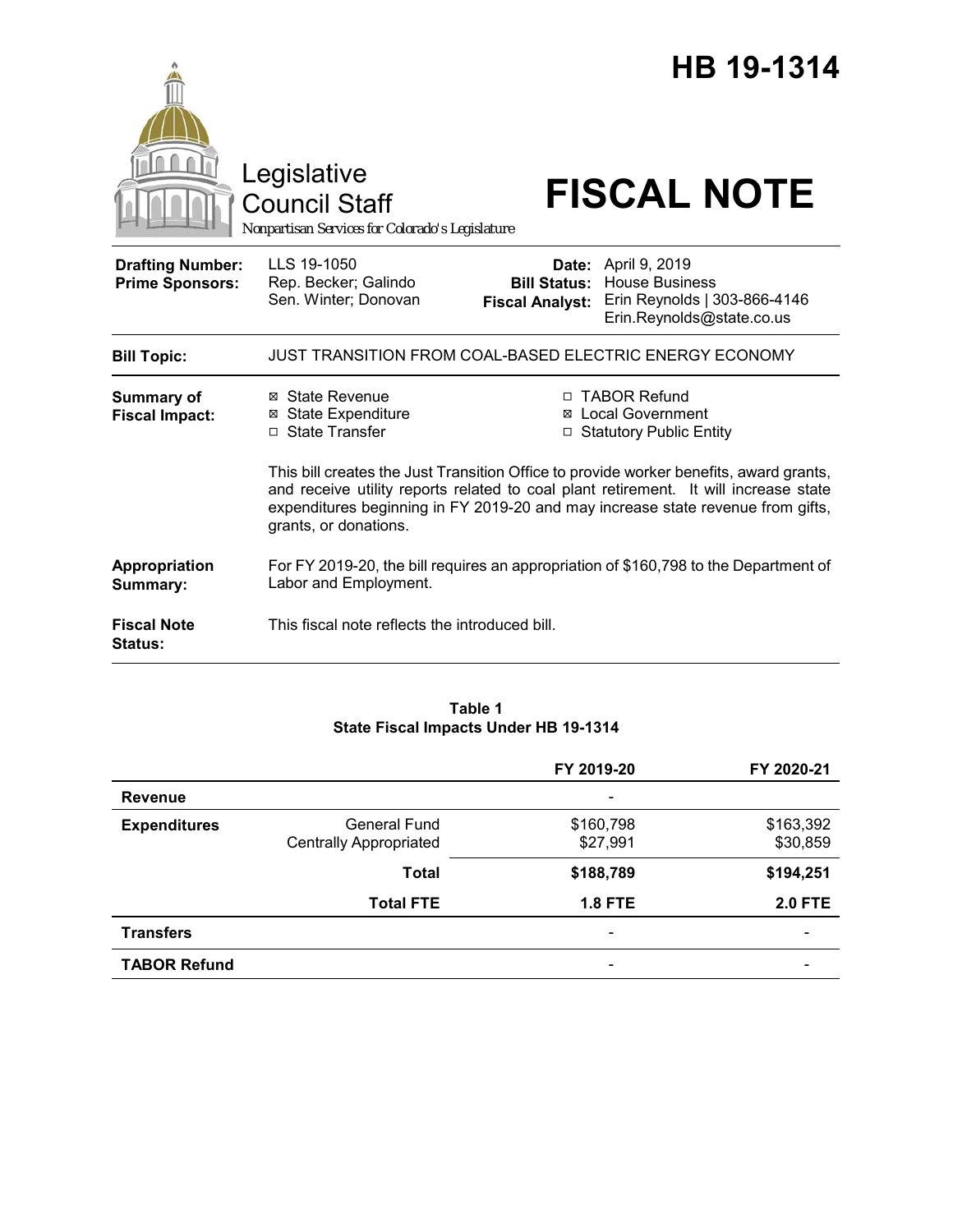# HB 19-1314

Legislative Council Staff

*Nonpartisan Services for Colorado's Legislature*

# FISCAL NOTE

| | | | |
|---|---|---|---|
| **Drafting Number:** | LLS 19-1050 | **Date:** | April 9, 2019 |
| **Prime Sponsors:** | Rep. Becker; Galindo<br>Sen. Winter; Donovan | **Bill Status:** | House Business |
| | | **Fiscal Analyst:** | Erin Reynolds \| 303-866-4146<br>Erin.Reynolds@state.co.us |

| | |
|---|---|
| **Bill Topic:** | JUST TRANSITION FROM COAL-BASED ELECTRIC ENERGY ECONOMY |
| **Summary of Fiscal Impact:** | ☒ State Revenue ☒ State Expenditure ☐ State Transfer ☐ TABOR Refund ☒ Local Government ☐ Statutory Public Entity<br><br>This bill creates the Just Transition Office to provide worker benefits, award grants, and receive utility reports related to coal plant retirement. It will increase state expenditures beginning in FY 2019-20 and may increase state revenue from gifts, grants, or donations. |
| **Appropriation Summary:** | For FY 2019-20, the bill requires an appropriation of $160,798 to the Department of Labor and Employment. |
| **Fiscal Note Status:** | This fiscal note reflects the introduced bill. |

**Table 1**
**State Fiscal Impacts Under HB 19-1314**

| | | FY 2019-20 | FY 2020-21 |
|---|---|---|---|
| **Revenue** | | - | |
| **Expenditures** | General Fund<br>Centrally Appropriated | $160,798<br>$27,991 | $163,392<br>$30,859 |
| | **Total** | **$188,789** | **$194,251** |
| | **Total FTE** | **1.8 FTE** | **2.0 FTE** |
| **Transfers** | | - | - |
| **TABOR Refund** | | - | - |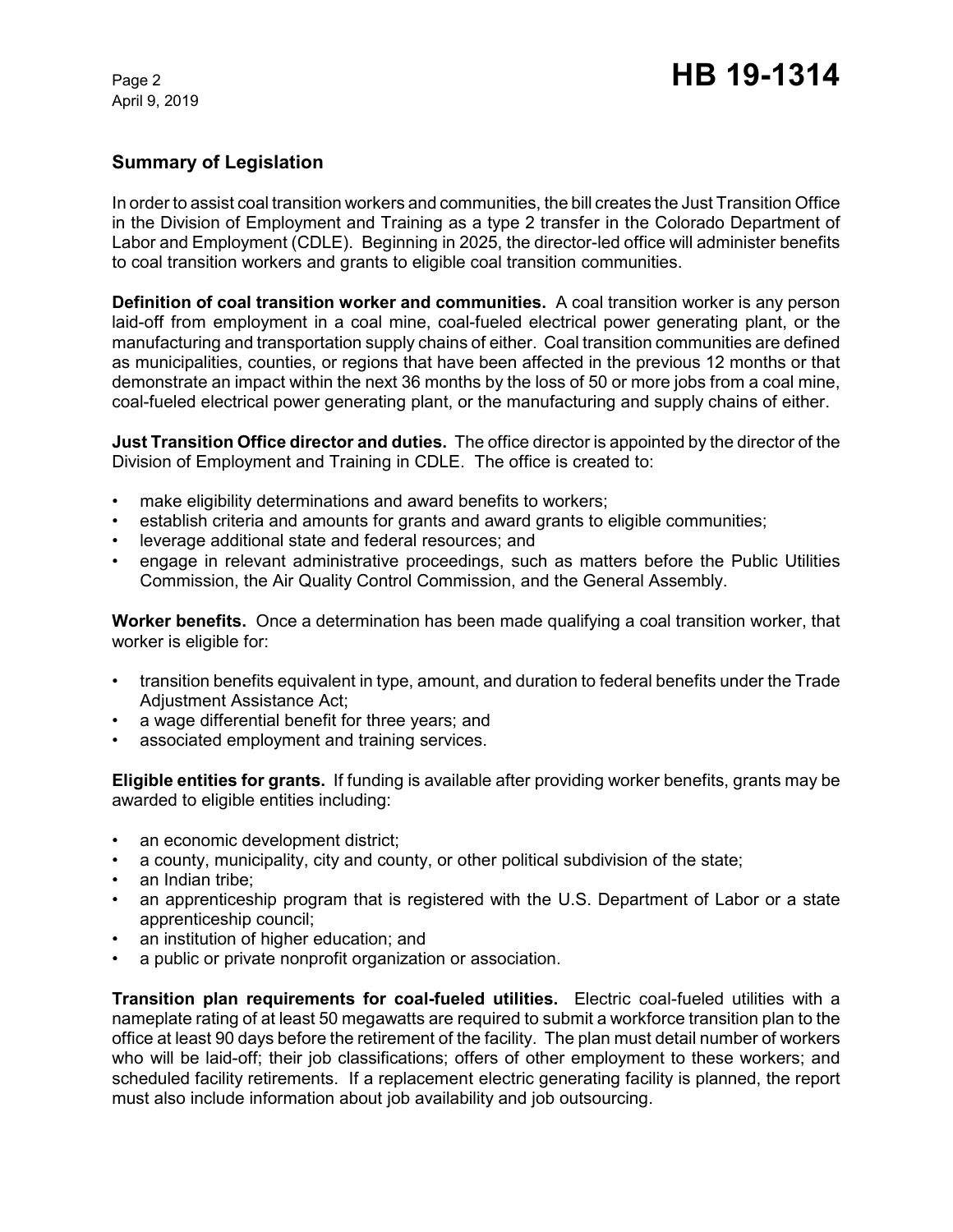## Summary of Legislation

In order to assist coal transition workers and communities, the bill creates the Just Transition Office in the Division of Employment and Training as a type 2 transfer in the Colorado Department of Labor and Employment (CDLE). Beginning in 2025, the director-led office will administer benefits to coal transition workers and grants to eligible coal transition communities.

**Definition of coal transition worker and communities.** A coal transition worker is any person laid-off from employment in a coal mine, coal-fueled electrical power generating plant, or the manufacturing and transportation supply chains of either. Coal transition communities are defined as municipalities, counties, or regions that have been affected in the previous 12 months or that demonstrate an impact within the next 36 months by the loss of 50 or more jobs from a coal mine, coal-fueled electrical power generating plant, or the manufacturing and supply chains of either.

**Just Transition Office director and duties.** The office director is appointed by the director of the Division of Employment and Training in CDLE. The office is created to:

- make eligibility determinations and award benefits to workers;
- establish criteria and amounts for grants and award grants to eligible communities;
- leverage additional state and federal resources; and
- engage in relevant administrative proceedings, such as matters before the Public Utilities Commission, the Air Quality Control Commission, and the General Assembly.

**Worker benefits.** Once a determination has been made qualifying a coal transition worker, that worker is eligible for:

- transition benefits equivalent in type, amount, and duration to federal benefits under the Trade Adjustment Assistance Act;
- a wage differential benefit for three years; and
- associated employment and training services.

**Eligible entities for grants.** If funding is available after providing worker benefits, grants may be awarded to eligible entities including:

- an economic development district;
- a county, municipality, city and county, or other political subdivision of the state;
- an Indian tribe;
- an apprenticeship program that is registered with the U.S. Department of Labor or a state apprenticeship council;
- an institution of higher education; and
- a public or private nonprofit organization or association.

**Transition plan requirements for coal-fueled utilities.** Electric coal-fueled utilities with a nameplate rating of at least 50 megawatts are required to submit a workforce transition plan to the office at least 90 days before the retirement of the facility. The plan must detail number of workers who will be laid-off; their job classifications; offers of other employment to these workers; and scheduled facility retirements. If a replacement electric generating facility is planned, the report must also include information about job availability and job outsourcing.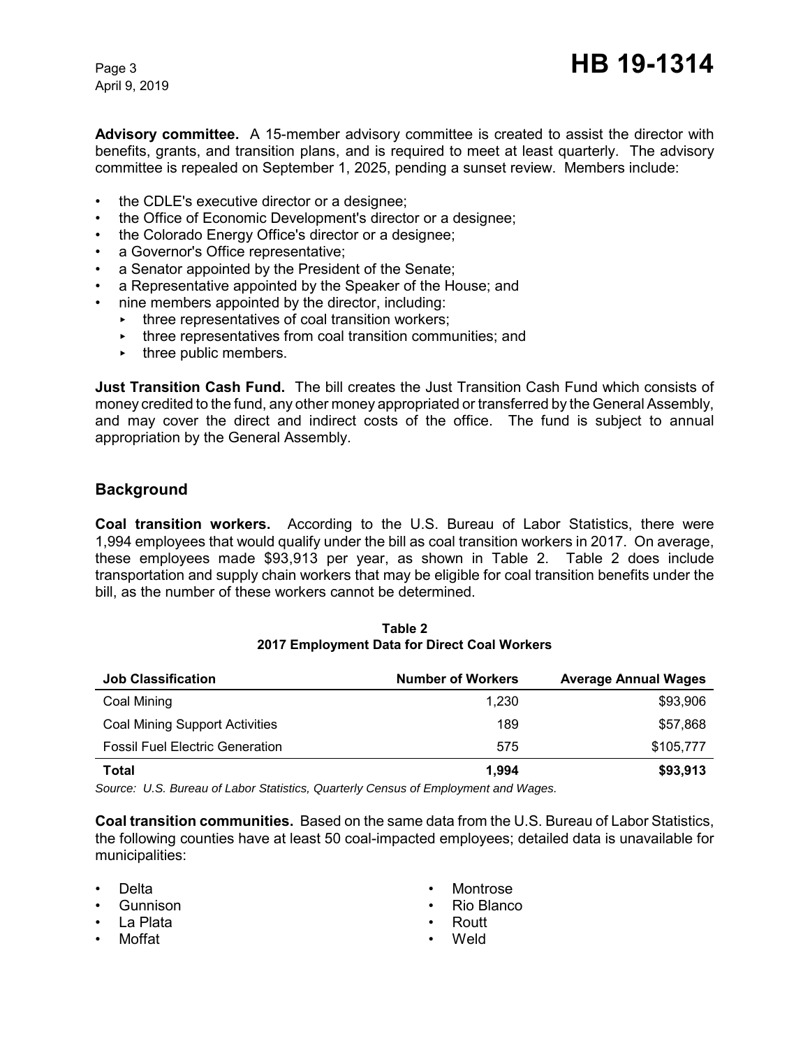**Advisory committee.** A 15-member advisory committee is created to assist the director with benefits, grants, and transition plans, and is required to meet at least quarterly. The advisory committee is repealed on September 1, 2025, pending a sunset review. Members include:

- the CDLE's executive director or a designee;
- the Office of Economic Development's director or a designee;
- the Colorado Energy Office's director or a designee;
- a Governor's Office representative;
- a Senator appointed by the President of the Senate;
- a Representative appointed by the Speaker of the House; and
- nine members appointed by the director, including:
  - three representatives of coal transition workers;
  - three representatives from coal transition communities; and
  - three public members.

**Just Transition Cash Fund.** The bill creates the Just Transition Cash Fund which consists of money credited to the fund, any other money appropriated or transferred by the General Assembly, and may cover the direct and indirect costs of the office. The fund is subject to annual appropriation by the General Assembly.

## Background

**Coal transition workers.** According to the U.S. Bureau of Labor Statistics, there were 1,994 employees that would qualify under the bill as coal transition workers in 2017. On average, these employees made $93,913 per year, as shown in Table 2. Table 2 does include transportation and supply chain workers that may be eligible for coal transition benefits under the bill, as the number of these workers cannot be determined.

**Table 2**
**2017 Employment Data for Direct Coal Workers**

| Job Classification | Number of Workers | Average Annual Wages |
|---|---|---|
| Coal Mining | 1,230 | $93,906 |
| Coal Mining Support Activities | 189 | $57,868 |
| Fossil Fuel Electric Generation | 575 | $105,777 |
| **Total** | **1,994** | **$93,913** |

*Source: U.S. Bureau of Labor Statistics, Quarterly Census of Employment and Wages.*

**Coal transition communities.** Based on the same data from the U.S. Bureau of Labor Statistics, the following counties have at least 50 coal-impacted employees; detailed data is unavailable for municipalities:

- Delta
- Gunnison
- La Plata
- Moffat
- Montrose
- Rio Blanco
- Routt
- Weld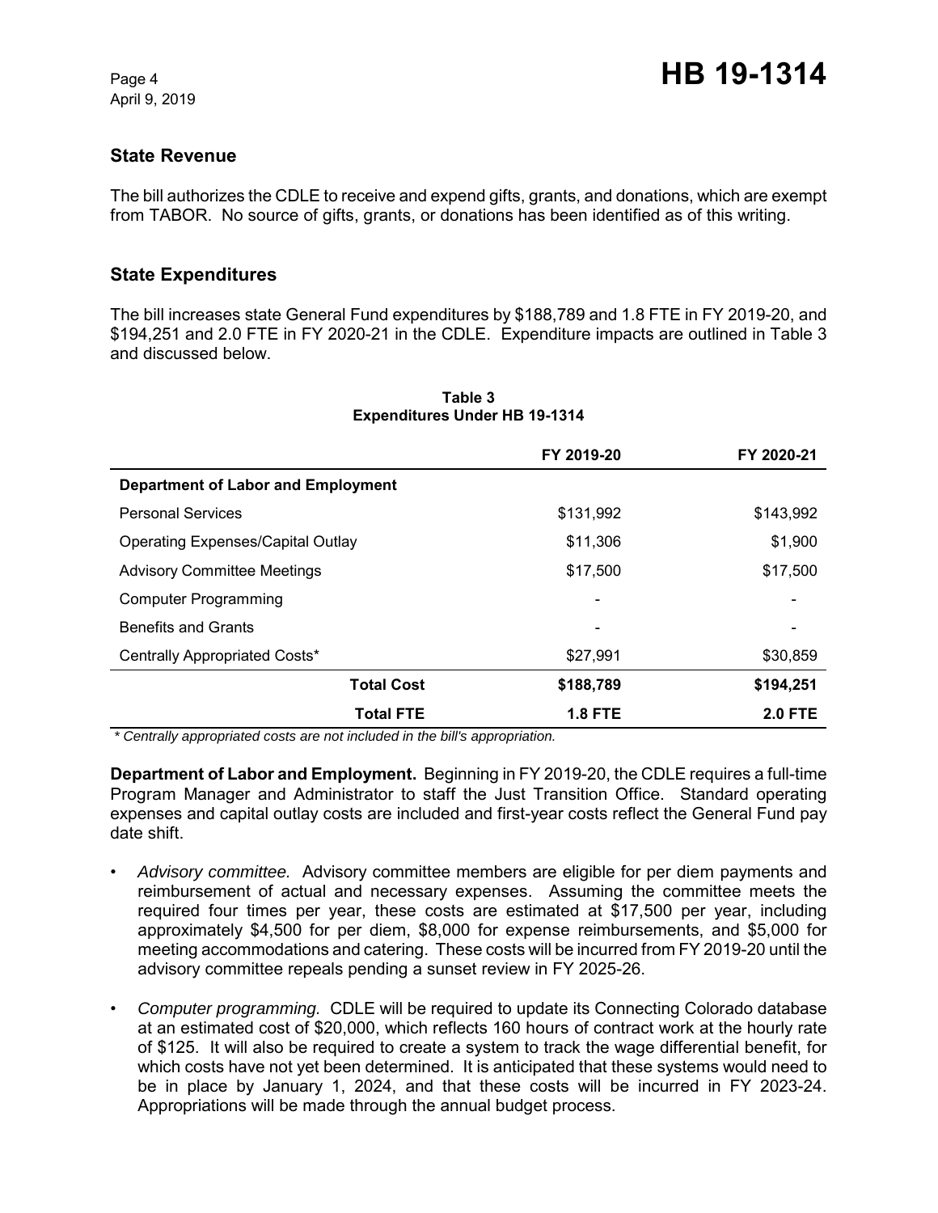## State Revenue

The bill authorizes the CDLE to receive and expend gifts, grants, and donations, which are exempt from TABOR. No source of gifts, grants, or donations has been identified as of this writing.

## State Expenditures

The bill increases state General Fund expenditures by $188,789 and 1.8 FTE in FY 2019-20, and $194,251 and 2.0 FTE in FY 2020-21 in the CDLE. Expenditure impacts are outlined in Table 3 and discussed below.

**Table 3**
**Expenditures Under HB 19-1314**

| | FY 2019-20 | FY 2020-21 |
|---|---|---|
| **Department of Labor and Employment** | | |
| Personal Services | $131,992 | $143,992 |
| Operating Expenses/Capital Outlay | $11,306 | $1,900 |
| Advisory Committee Meetings | $17,500 | $17,500 |
| Computer Programming | - | - |
| Benefits and Grants | - | - |
| Centrally Appropriated Costs* | $27,991 | $30,859 |
| **Total Cost** | **$188,789** | **$194,251** |
| **Total FTE** | **1.8 FTE** | **2.0 FTE** |

*\* Centrally appropriated costs are not included in the bill's appropriation.*

**Department of Labor and Employment.** Beginning in FY 2019-20, the CDLE requires a full-time Program Manager and Administrator to staff the Just Transition Office. Standard operating expenses and capital outlay costs are included and first-year costs reflect the General Fund pay date shift.

- *Advisory committee.* Advisory committee members are eligible for per diem payments and reimbursement of actual and necessary expenses. Assuming the committee meets the required four times per year, these costs are estimated at $17,500 per year, including approximately $4,500 for per diem, $8,000 for expense reimbursements, and $5,000 for meeting accommodations and catering. These costs will be incurred from FY 2019-20 until the advisory committee repeals pending a sunset review in FY 2025-26.
- *Computer programming.* CDLE will be required to update its Connecting Colorado database at an estimated cost of $20,000, which reflects 160 hours of contract work at the hourly rate of $125. It will also be required to create a system to track the wage differential benefit, for which costs have not yet been determined. It is anticipated that these systems would need to be in place by January 1, 2024, and that these costs will be incurred in FY 2023-24. Appropriations will be made through the annual budget process.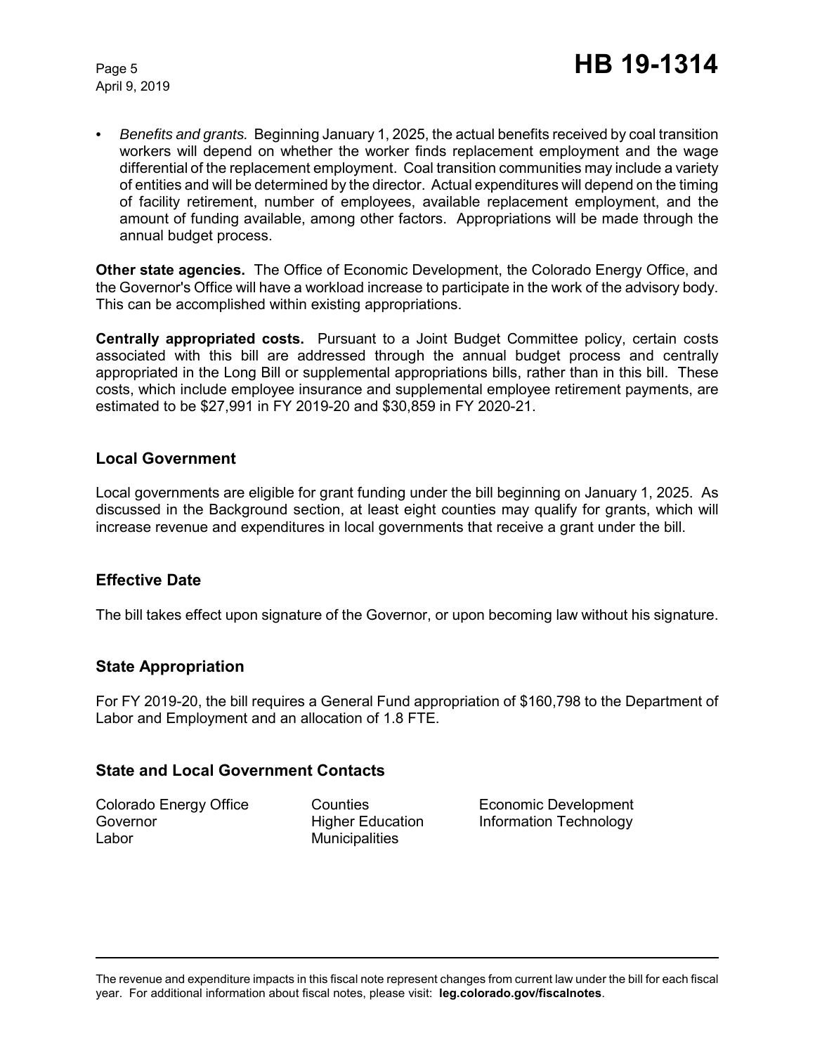- *Benefits and grants.* Beginning January 1, 2025, the actual benefits received by coal transition workers will depend on whether the worker finds replacement employment and the wage differential of the replacement employment. Coal transition communities may include a variety of entities and will be determined by the director. Actual expenditures will depend on the timing of facility retirement, number of employees, available replacement employment, and the amount of funding available, among other factors. Appropriations will be made through the annual budget process.

**Other state agencies.** The Office of Economic Development, the Colorado Energy Office, and the Governor's Office will have a workload increase to participate in the work of the advisory body. This can be accomplished within existing appropriations.

**Centrally appropriated costs.** Pursuant to a Joint Budget Committee policy, certain costs associated with this bill are addressed through the annual budget process and centrally appropriated in the Long Bill or supplemental appropriations bills, rather than in this bill. These costs, which include employee insurance and supplemental employee retirement payments, are estimated to be $27,991 in FY 2019-20 and $30,859 in FY 2020-21.

## Local Government

Local governments are eligible for grant funding under the bill beginning on January 1, 2025. As discussed in the Background section, at least eight counties may qualify for grants, which will increase revenue and expenditures in local governments that receive a grant under the bill.

## Effective Date

The bill takes effect upon signature of the Governor, or upon becoming law without his signature.

## State Appropriation

For FY 2019-20, the bill requires a General Fund appropriation of $160,798 to the Department of Labor and Employment and an allocation of 1.8 FTE.

## State and Local Government Contacts

| | | |
|---|---|---|
| Colorado Energy Office | Counties | Economic Development |
| Governor | Higher Education | Information Technology |
| Labor | Municipalities | |

The revenue and expenditure impacts in this fiscal note represent changes from current law under the bill for each fiscal year. For additional information about fiscal notes, please visit: **leg.colorado.gov/fiscalnotes**.